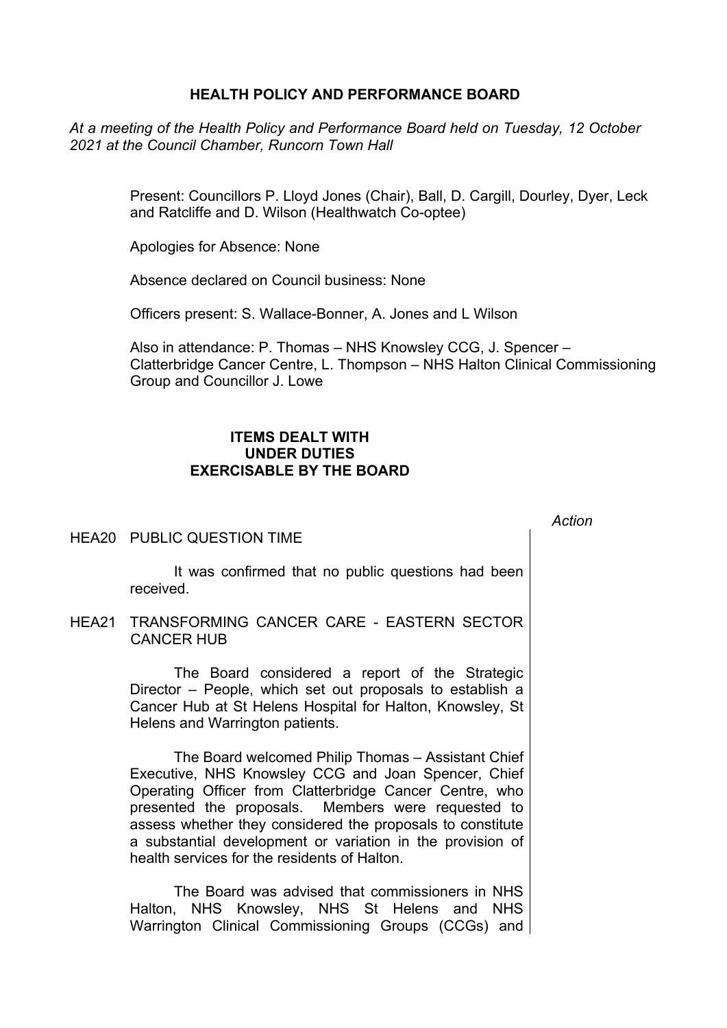# HEALTH POLICY AND PERFORMANCE BOARD

*At a meeting of the Health Policy and Performance Board held on Tuesday, 12 October 2021 at the Council Chamber, Runcorn Town Hall*

Present: Councillors P. Lloyd Jones (Chair), Ball, D. Cargill, Dourley, Dyer, Leck and Ratcliffe and D. Wilson (Healthwatch Co-optee)

Apologies for Absence: None

Absence declared on Council business: None

Officers present: S. Wallace-Bonner, A. Jones and L Wilson

Also in attendance: P. Thomas – NHS Knowsley CCG, J. Spencer – Clatterbridge Cancer Centre, L. Thompson – NHS Halton Clinical Commissioning Group and Councillor J. Lowe

## ITEMS DEALT WITH UNDER DUTIES EXERCISABLE BY THE BOARD

*Action*

### HEA20 PUBLIC QUESTION TIME

It was confirmed that no public questions had been received.

### HEA21 TRANSFORMING CANCER CARE - EASTERN SECTOR CANCER HUB

The Board considered a report of the Strategic Director – People, which set out proposals to establish a Cancer Hub at St Helens Hospital for Halton, Knowsley, St Helens and Warrington patients.

The Board welcomed Philip Thomas – Assistant Chief Executive, NHS Knowsley CCG and Joan Spencer, Chief Operating Officer from Clatterbridge Cancer Centre, who presented the proposals. Members were requested to assess whether they considered the proposals to constitute a substantial development or variation in the provision of health services for the residents of Halton.

The Board was advised that commissioners in NHS Halton, NHS Knowsley, NHS St Helens and NHS Warrington Clinical Commissioning Groups (CCGs) and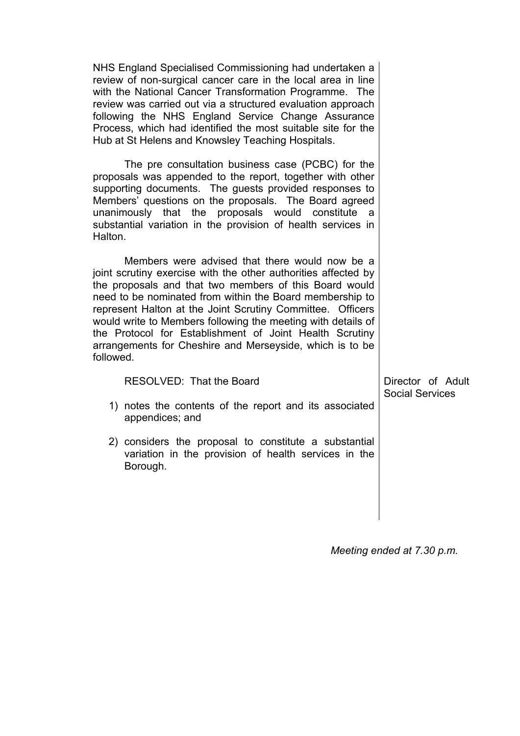NHS England Specialised Commissioning had undertaken a review of non-surgical cancer care in the local area in line with the National Cancer Transformation Programme. The review was carried out via a structured evaluation approach following the NHS England Service Change Assurance Process, which had identified the most suitable site for the Hub at St Helens and Knowsley Teaching Hospitals.

The pre consultation business case (PCBC) for the proposals was appended to the report, together with other supporting documents. The guests provided responses to Members' questions on the proposals. The Board agreed unanimously that the proposals would constitute a substantial variation in the provision of health services in Halton.

Members were advised that there would now be a joint scrutiny exercise with the other authorities affected by the proposals and that two members of this Board would need to be nominated from within the Board membership to represent Halton at the Joint Scrutiny Committee. Officers would write to Members following the meeting with details of the Protocol for Establishment of Joint Health Scrutiny arrangements for Cheshire and Merseyside, which is to be followed.

RESOLVED: That the Board

1) notes the contents of the report and its associated appendices; and

2) considers the proposal to constitute a substantial variation in the provision of health services in the Borough.

Director of Adult Social Services

*Meeting ended at 7.30 p.m.*